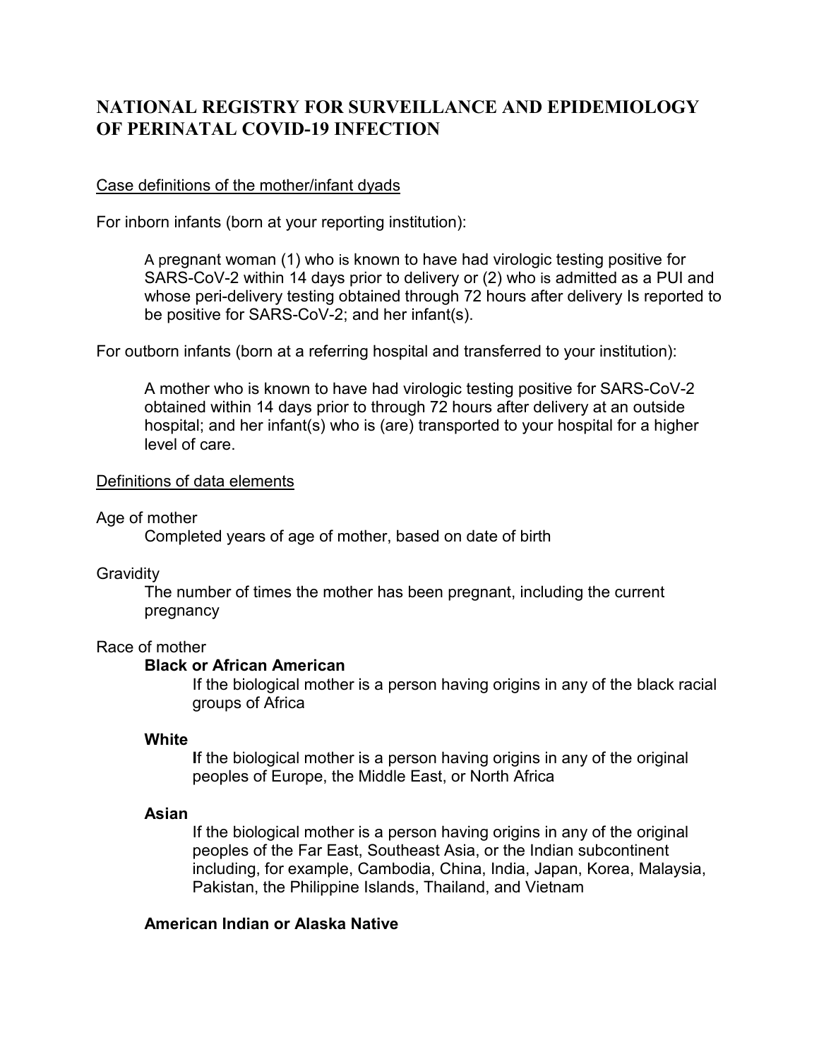# NATIONAL REGISTRY FOR SURVEILLANCE AND EPIDEMIOLOGY OF PERINATAL COVID-19 INFECTION

<u>Case definitions of the mother/infant dyads</u>

For inborn infants (born at your reporting institution):

> A pregnant woman (1) who is known to have had virologic testing positive for SARS-CoV-2 within 14 days prior to delivery or (2) who is admitted as a PUI and whose peri-delivery testing obtained through 72 hours after delivery Is reported to be positive for SARS-CoV-2; and her infant(s).

For outborn infants (born at a referring hospital and transferred to your institution):

> A mother who is known to have had virologic testing positive for SARS-CoV-2 obtained within 14 days prior to through 72 hours after delivery at an outside hospital; and her infant(s) who is (are) transported to your hospital for a higher level of care.

<u>Definitions of data elements</u>

Age of mother

> Completed years of age of mother, based on date of birth

Gravidity

> The number of times the mother has been pregnant, including the current pregnancy

Race of mother

> **Black or African American**
>
> > If the biological mother is a person having origins in any of the black racial groups of Africa
>
> **White**
>
> > **I**f the biological mother is a person having origins in any of the original peoples of Europe, the Middle East, or North Africa
>
> **Asian**
>
> > If the biological mother is a person having origins in any of the original peoples of the Far East, Southeast Asia, or the Indian subcontinent including, for example, Cambodia, China, India, Japan, Korea, Malaysia, Pakistan, the Philippine Islands, Thailand, and Vietnam
>
> **American Indian or Alaska Native**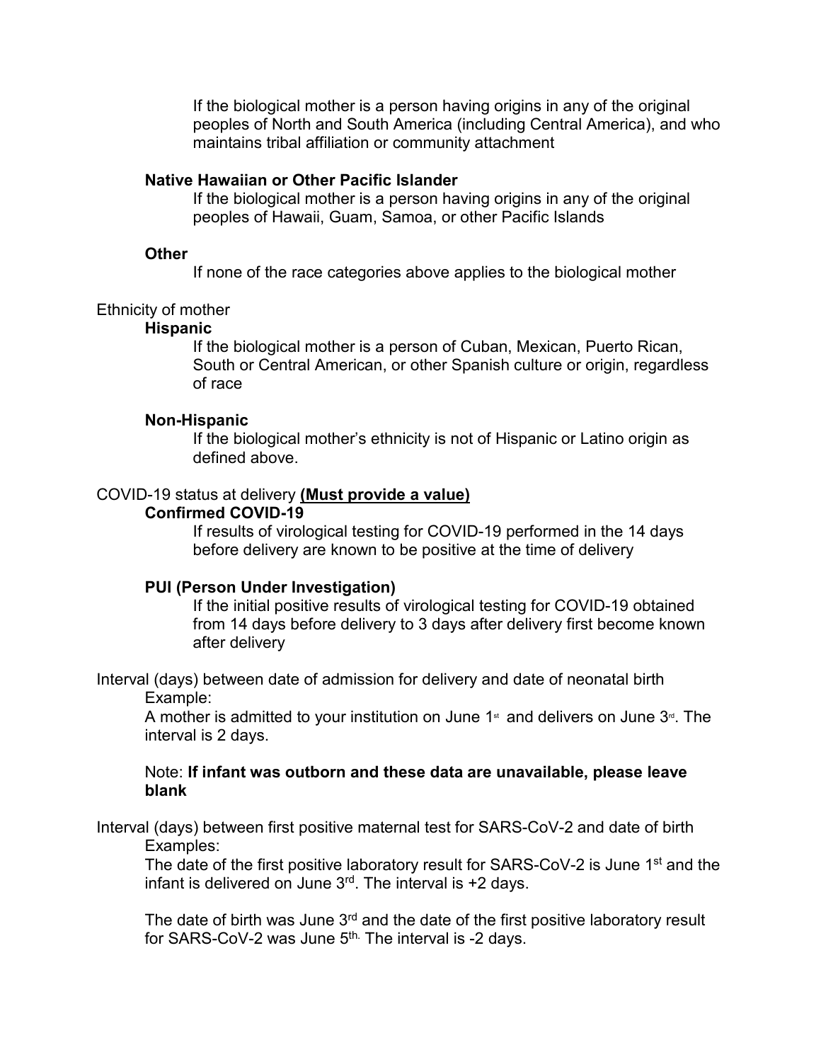If the biological mother is a person having origins in any of the original peoples of North and South America (including Central America), and who maintains tribal affiliation or community attachment

**Native Hawaiian or Other Pacific Islander**

If the biological mother is a person having origins in any of the original peoples of Hawaii, Guam, Samoa, or other Pacific Islands

**Other**

If none of the race categories above applies to the biological mother

Ethnicity of mother

**Hispanic**

If the biological mother is a person of Cuban, Mexican, Puerto Rican, South or Central American, or other Spanish culture or origin, regardless of race

**Non-Hispanic**

If the biological mother's ethnicity is not of Hispanic or Latino origin as defined above.

COVID-19 status at delivery **(Must provide a value)**

**Confirmed COVID-19**

If results of virological testing for COVID-19 performed in the 14 days before delivery are known to be positive at the time of delivery

**PUI (Person Under Investigation)**

If the initial positive results of virological testing for COVID-19 obtained from 14 days before delivery to 3 days after delivery first become known after delivery

Interval (days) between date of admission for delivery and date of neonatal birth

Example:

A mother is admitted to your institution on June 1st and delivers on June 3rd. The interval is 2 days.

Note: **If infant was outborn and these data are unavailable, please leave blank**

Interval (days) between first positive maternal test for SARS-CoV-2 and date of birth

Examples:

The date of the first positive laboratory result for SARS-CoV-2 is June 1st and the infant is delivered on June 3rd. The interval is +2 days.

The date of birth was June 3rd and the date of the first positive laboratory result for SARS-CoV-2 was June 5th. The interval is -2 days.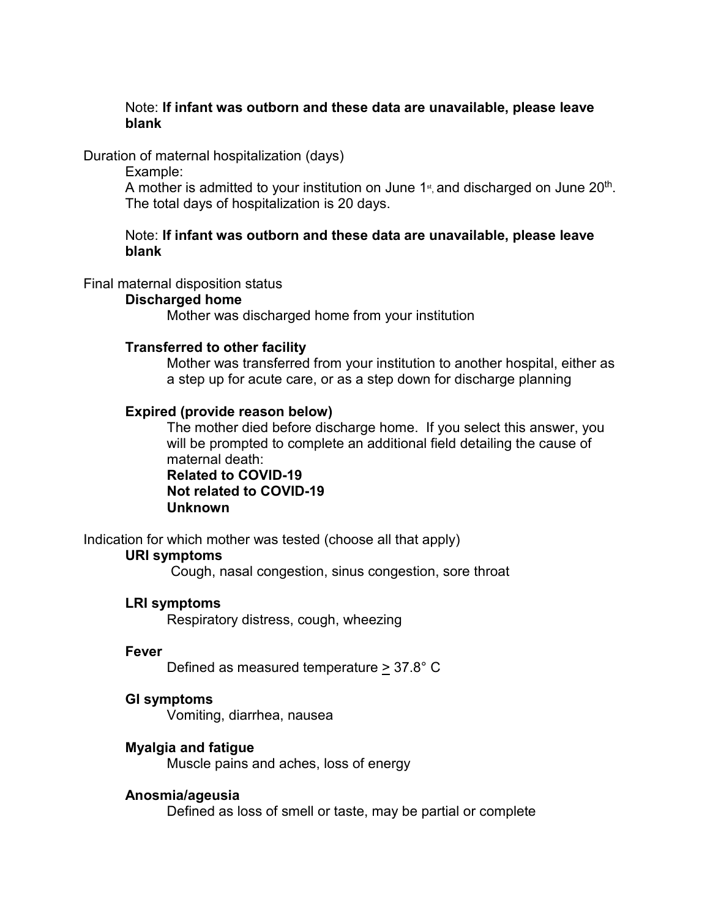Note: **If infant was outborn and these data are unavailable, please leave blank**

Duration of maternal hospitalization (days)

Example:

A mother is admitted to your institution on June 1st, and discharged on June 20th. The total days of hospitalization is 20 days.

Note: **If infant was outborn and these data are unavailable, please leave blank**

Final maternal disposition status

**Discharged home**

Mother was discharged home from your institution

**Transferred to other facility**

Mother was transferred from your institution to another hospital, either as a step up for acute care, or as a step down for discharge planning

**Expired (provide reason below)**

The mother died before discharge home. If you select this answer, you will be prompted to complete an additional field detailing the cause of maternal death:

**Related to COVID-19**
**Not related to COVID-19**
**Unknown**

Indication for which mother was tested (choose all that apply)

**URI symptoms**

Cough, nasal congestion, sinus congestion, sore throat

**LRI symptoms**

Respiratory distress, cough, wheezing

**Fever**

Defined as measured temperature $\geq$ 37.8° C

**GI symptoms**

Vomiting, diarrhea, nausea

**Myalgia and fatigue**

Muscle pains and aches, loss of energy

**Anosmia/ageusia**

Defined as loss of smell or taste, may be partial or complete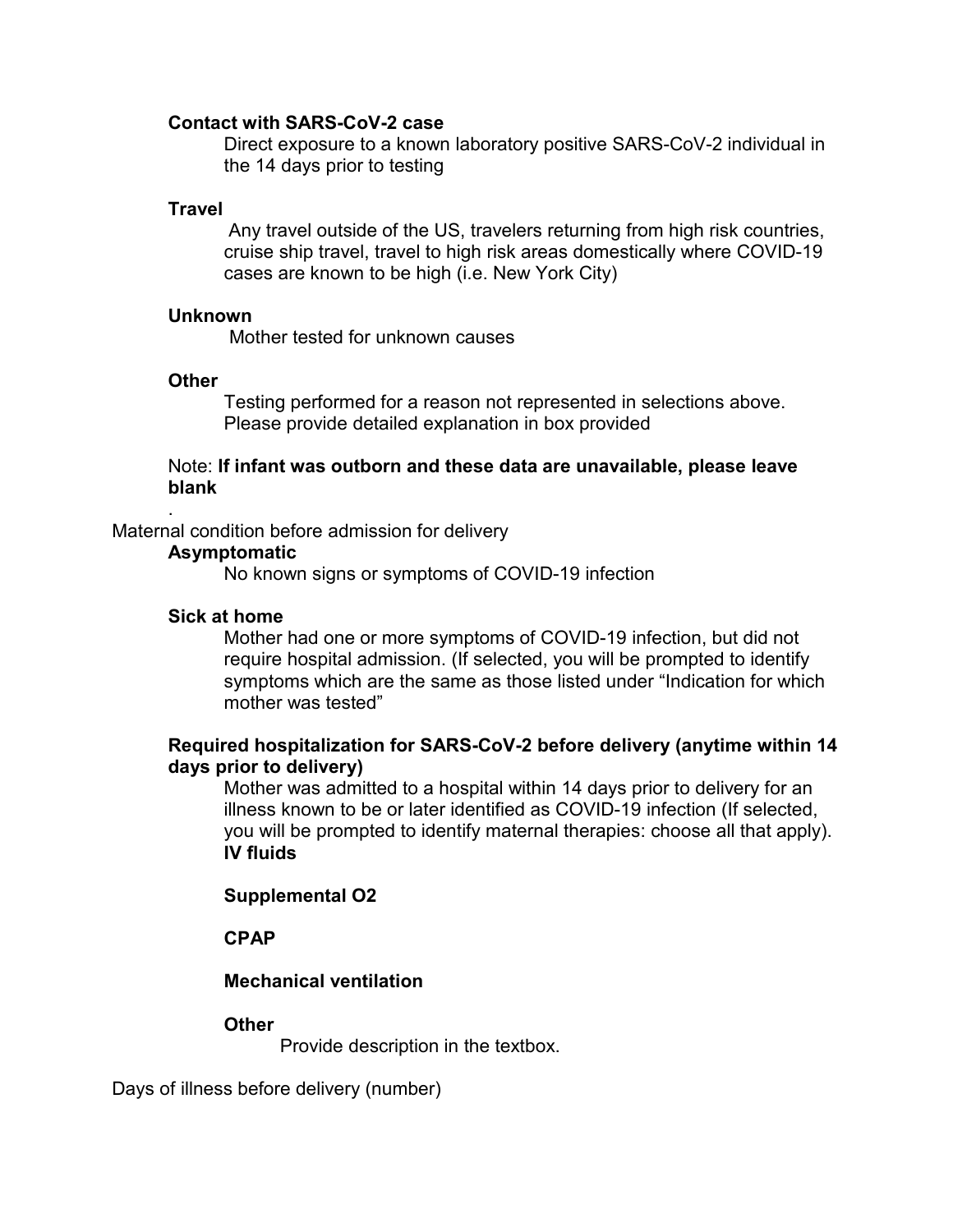**Contact with SARS-CoV-2 case**

Direct exposure to a known laboratory positive SARS-CoV-2 individual in the 14 days prior to testing

**Travel**

Any travel outside of the US, travelers returning from high risk countries, cruise ship travel, travel to high risk areas domestically where COVID-19 cases are known to be high (i.e. New York City)

**Unknown**

Mother tested for unknown causes

**Other**

Testing performed for a reason not represented in selections above. Please provide detailed explanation in box provided

Note: **If infant was outborn and these data are unavailable, please leave blank**

.

Maternal condition before admission for delivery

**Asymptomatic**

No known signs or symptoms of COVID-19 infection

**Sick at home**

Mother had one or more symptoms of COVID-19 infection, but did not require hospital admission. (If selected, you will be prompted to identify symptoms which are the same as those listed under "Indication for which mother was tested"

**Required hospitalization for SARS-CoV-2 before delivery (anytime within 14 days prior to delivery)**

Mother was admitted to a hospital within 14 days prior to delivery for an illness known to be or later identified as COVID-19 infection (If selected, you will be prompted to identify maternal therapies: choose all that apply).

**IV fluids**

**Supplemental O2**

**CPAP**

**Mechanical ventilation**

**Other**

Provide description in the textbox.

Days of illness before delivery (number)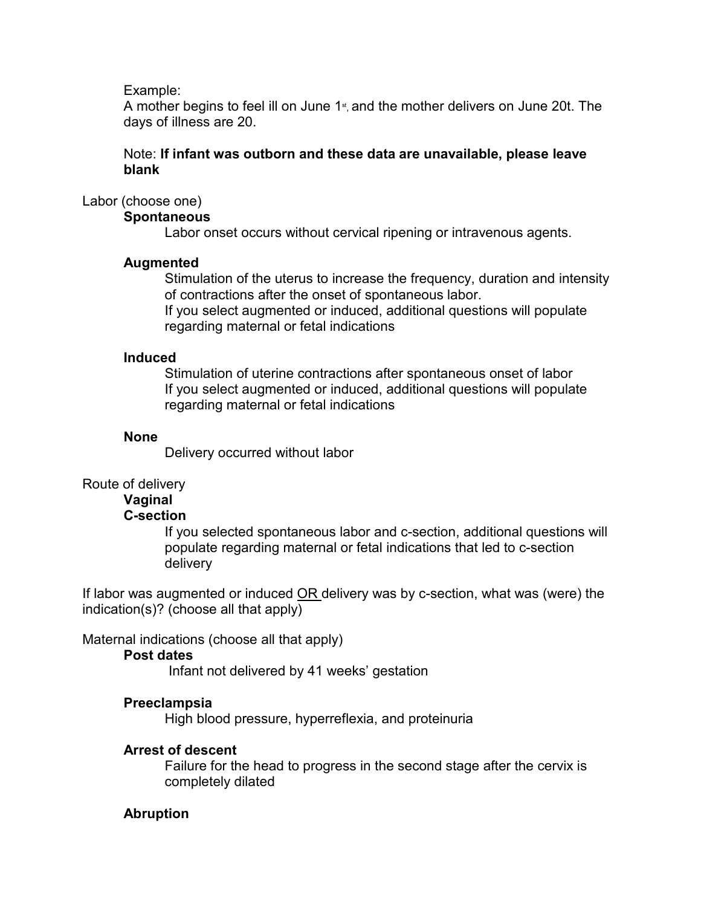Example:
A mother begins to feel ill on June 1st, and the mother delivers on June 20t. The days of illness are 20.

Note: **If infant was outborn and these data are unavailable, please leave blank**

Labor (choose one)

**Spontaneous**

Labor onset occurs without cervical ripening or intravenous agents.

**Augmented**

Stimulation of the uterus to increase the frequency, duration and intensity of contractions after the onset of spontaneous labor.
If you select augmented or induced, additional questions will populate regarding maternal or fetal indications

**Induced**

Stimulation of uterine contractions after spontaneous onset of labor
If you select augmented or induced, additional questions will populate regarding maternal or fetal indications

**None**

Delivery occurred without labor

Route of delivery

**Vaginal**

**C-section**

If you selected spontaneous labor and c-section, additional questions will populate regarding maternal or fetal indications that led to c-section delivery

If labor was augmented or induced OR delivery was by c-section, what was (were) the indication(s)? (choose all that apply)

Maternal indications (choose all that apply)

**Post dates**

Infant not delivered by 41 weeks' gestation

**Preeclampsia**

High blood pressure, hyperreflexia, and proteinuria

**Arrest of descent**

Failure for the head to progress in the second stage after the cervix is completely dilated

**Abruption**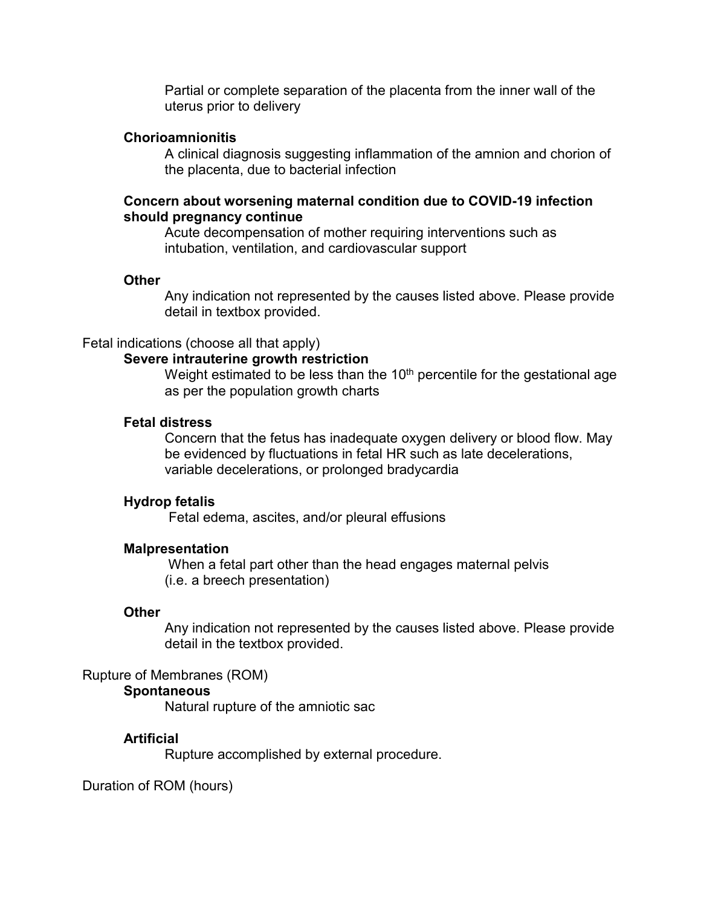Partial or complete separation of the placenta from the inner wall of the uterus prior to delivery

**Chorioamnionitis**

A clinical diagnosis suggesting inflammation of the amnion and chorion of the placenta, due to bacterial infection

**Concern about worsening maternal condition due to COVID-19 infection should pregnancy continue**

Acute decompensation of mother requiring interventions such as intubation, ventilation, and cardiovascular support

**Other**

Any indication not represented by the causes listed above. Please provide detail in textbox provided.

Fetal indications (choose all that apply)

**Severe intrauterine growth restriction**

Weight estimated to be less than the 10th percentile for the gestational age as per the population growth charts

**Fetal distress**

Concern that the fetus has inadequate oxygen delivery or blood flow. May be evidenced by fluctuations in fetal HR such as late decelerations, variable decelerations, or prolonged bradycardia

**Hydrop fetalis**

Fetal edema, ascites, and/or pleural effusions

**Malpresentation**

When a fetal part other than the head engages maternal pelvis (i.e. a breech presentation)

**Other**

Any indication not represented by the causes listed above. Please provide detail in the textbox provided.

Rupture of Membranes (ROM)

**Spontaneous**

Natural rupture of the amniotic sac

**Artificial**

Rupture accomplished by external procedure.

Duration of ROM (hours)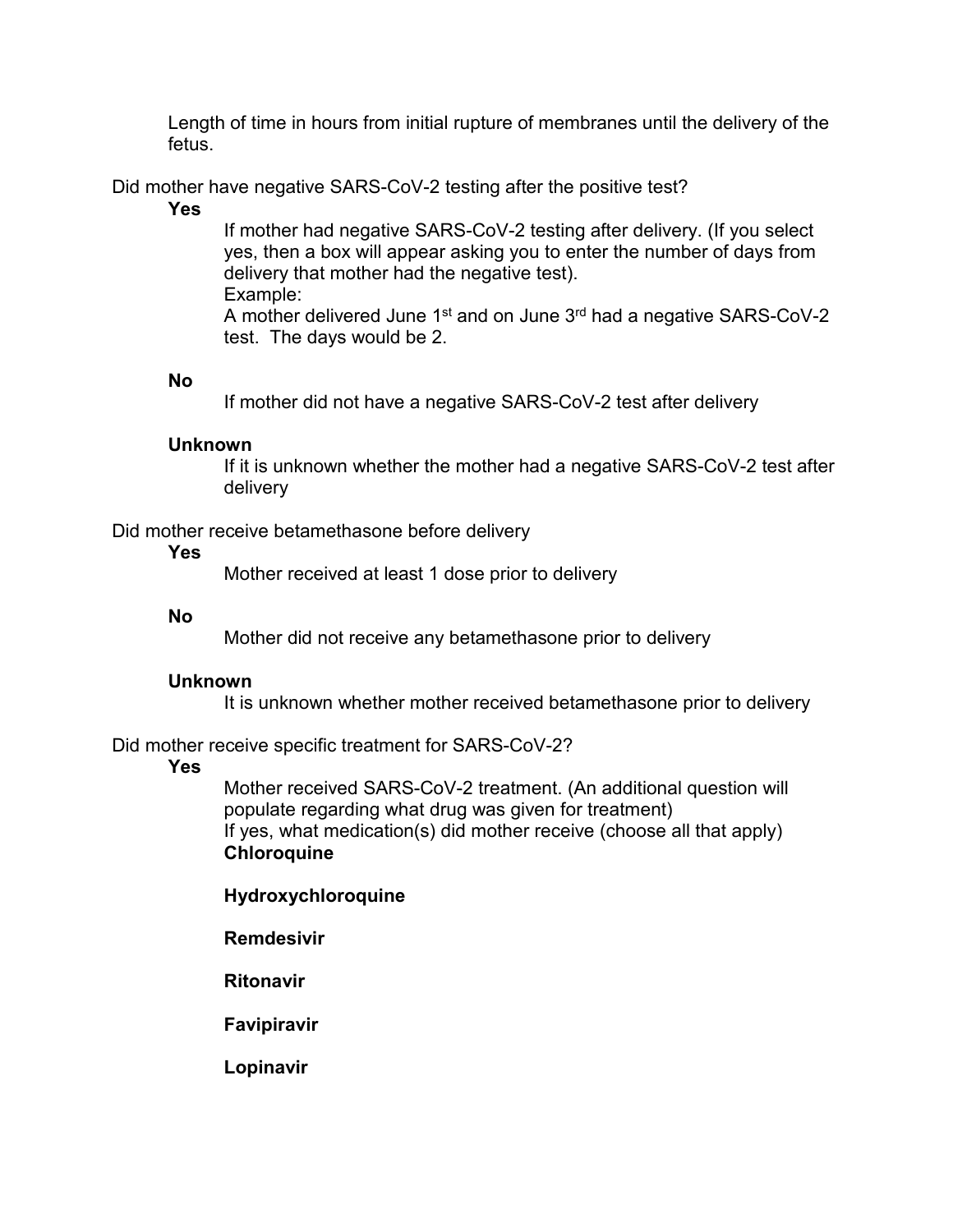Length of time in hours from initial rupture of membranes until the delivery of the fetus.

Did mother have negative SARS-CoV-2 testing after the positive test?

**Yes**

If mother had negative SARS-CoV-2 testing after delivery. (If you select yes, then a box will appear asking you to enter the number of days from delivery that mother had the negative test).
Example:
A mother delivered June 1st and on June 3rd had a negative SARS-CoV-2 test. The days would be 2.

**No**

If mother did not have a negative SARS-CoV-2 test after delivery

**Unknown**

If it is unknown whether the mother had a negative SARS-CoV-2 test after delivery

Did mother receive betamethasone before delivery

**Yes**

Mother received at least 1 dose prior to delivery

**No**

Mother did not receive any betamethasone prior to delivery

**Unknown**

It is unknown whether mother received betamethasone prior to delivery

Did mother receive specific treatment for SARS-CoV-2?

**Yes**

Mother received SARS-CoV-2 treatment. (An additional question will populate regarding what drug was given for treatment)
If yes, what medication(s) did mother receive (choose all that apply)

**Chloroquine**

**Hydroxychloroquine**

**Remdesivir**

**Ritonavir**

**Favipiravir**

**Lopinavir**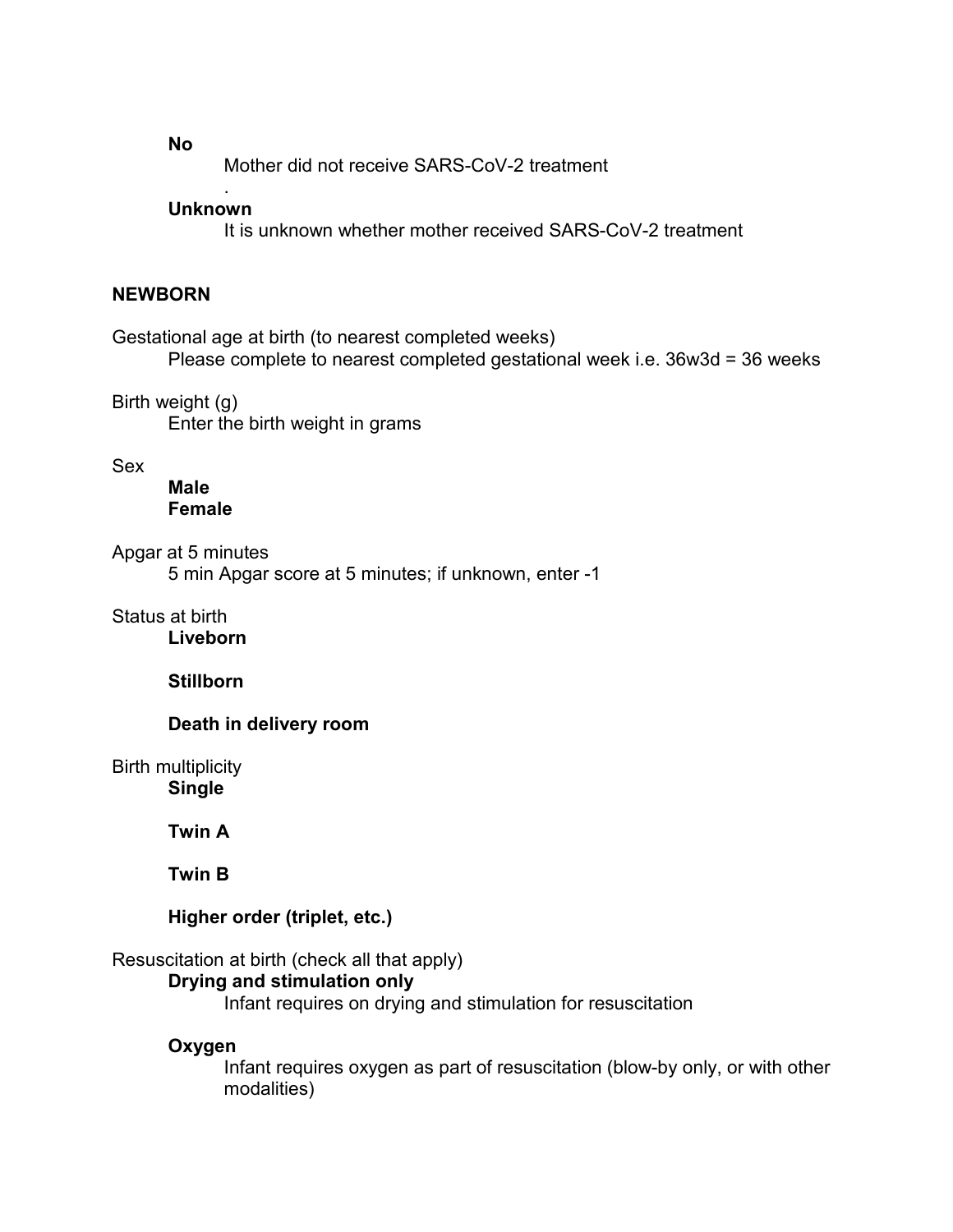**No**

Mother did not receive SARS-CoV-2 treatment

.

**Unknown**

It is unknown whether mother received SARS-CoV-2 treatment

**NEWBORN**

Gestational age at birth (to nearest completed weeks)

Please complete to nearest completed gestational week i.e. 36w3d = 36 weeks

Birth weight (g)

Enter the birth weight in grams

Sex

**Male**
**Female**

Apgar at 5 minutes

5 min Apgar score at 5 minutes; if unknown, enter -1

Status at birth

**Liveborn**

**Stillborn**

**Death in delivery room**

Birth multiplicity

**Single**

**Twin A**

**Twin B**

**Higher order (triplet, etc.)**

Resuscitation at birth (check all that apply)

**Drying and stimulation only**

Infant requires on drying and stimulation for resuscitation

**Oxygen**

Infant requires oxygen as part of resuscitation (blow-by only, or with other modalities)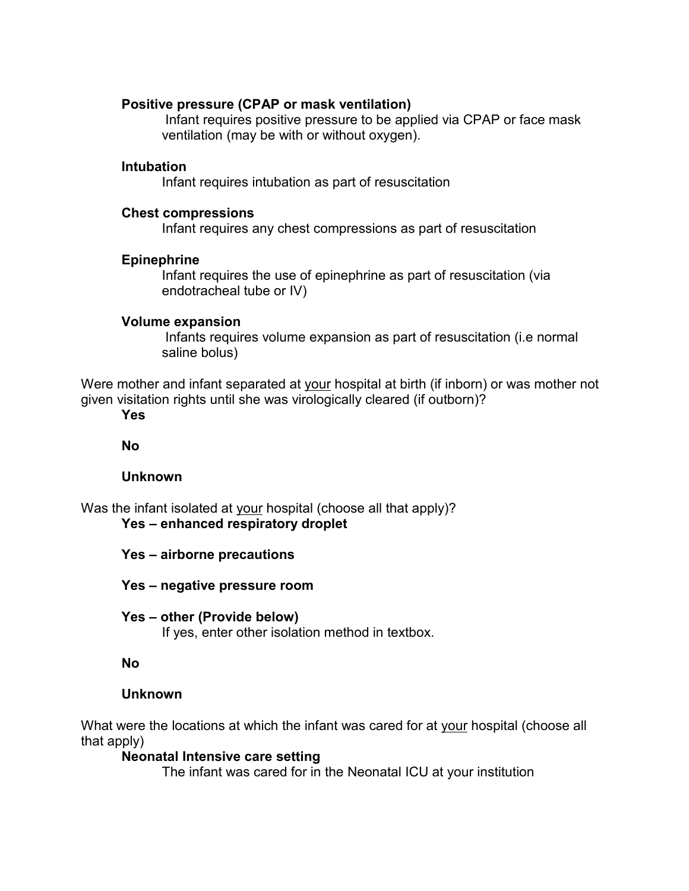**Positive pressure (CPAP or mask ventilation)**

Infant requires positive pressure to be applied via CPAP or face mask ventilation (may be with or without oxygen).

**Intubation**

Infant requires intubation as part of resuscitation

**Chest compressions**

Infant requires any chest compressions as part of resuscitation

**Epinephrine**

Infant requires the use of epinephrine as part of resuscitation (via endotracheal tube or IV)

**Volume expansion**

Infants requires volume expansion as part of resuscitation (i.e normal saline bolus)

Were mother and infant separated at <u>your</u> hospital at birth (if inborn) or was mother not given visitation rights until she was virologically cleared (if outborn)?

**Yes**

**No**

**Unknown**

Was the infant isolated at <u>your</u> hospital (choose all that apply)?

**Yes – enhanced respiratory droplet**

**Yes – airborne precautions**

**Yes – negative pressure room**

**Yes – other (Provide below)**

If yes, enter other isolation method in textbox.

**No**

**Unknown**

What were the locations at which the infant was cared for at <u>your</u> hospital (choose all that apply)

**Neonatal Intensive care setting**

The infant was cared for in the Neonatal ICU at your institution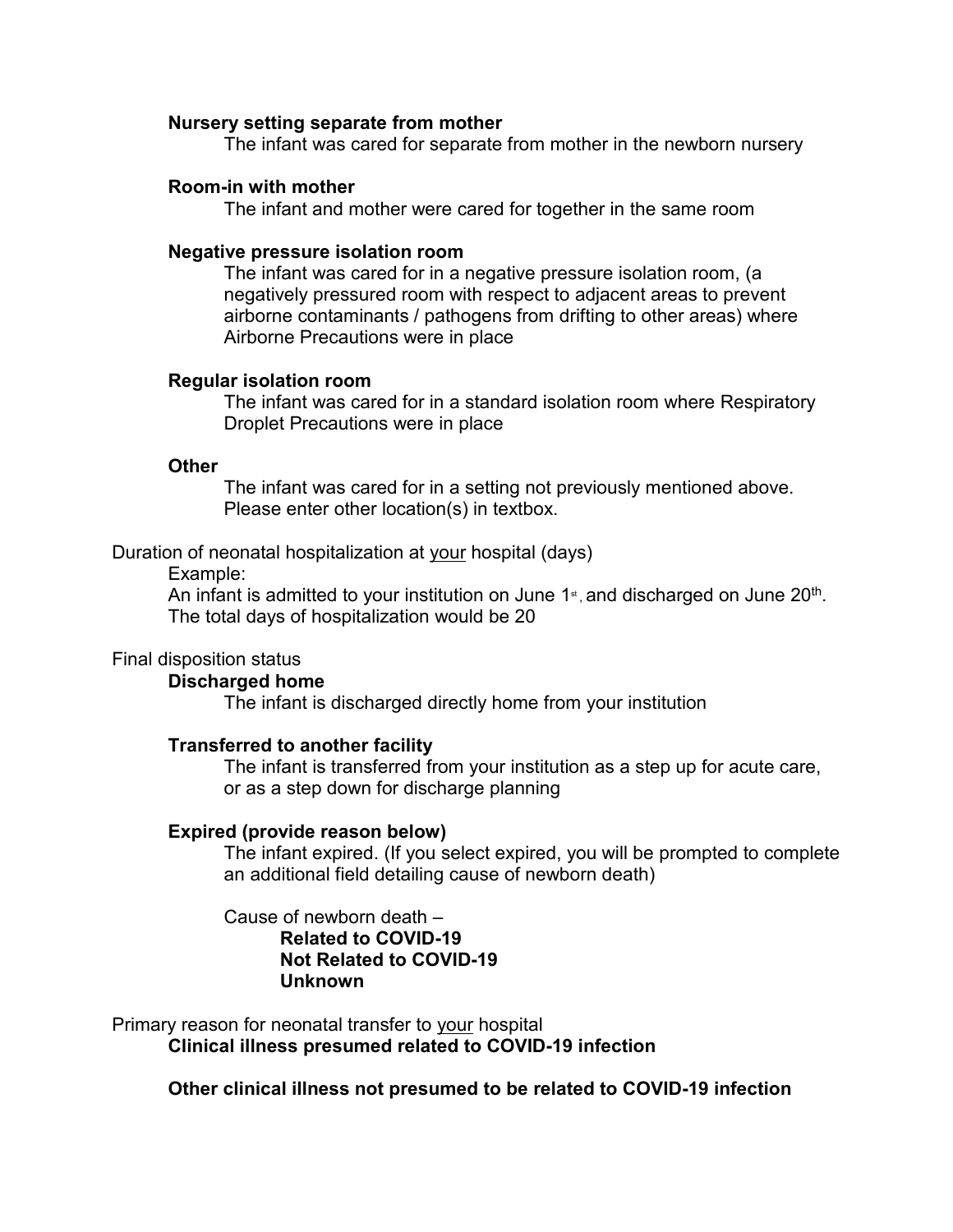**Nursery setting separate from mother**

The infant was cared for separate from mother in the newborn nursery

**Room-in with mother**

The infant and mother were cared for together in the same room

**Negative pressure isolation room**

The infant was cared for in a negative pressure isolation room, (a negatively pressured room with respect to adjacent areas to prevent airborne contaminants / pathogens from drifting to other areas) where Airborne Precautions were in place

**Regular isolation room**

The infant was cared for in a standard isolation room where Respiratory Droplet Precautions were in place

**Other**

The infant was cared for in a setting not previously mentioned above. Please enter other location(s) in textbox.

Duration of neonatal hospitalization at <u>your</u> hospital (days)

Example:

An infant is admitted to your institution on June 1st, and discharged on June 20th. The total days of hospitalization would be 20

Final disposition status

**Discharged home**

The infant is discharged directly home from your institution

**Transferred to another facility**

The infant is transferred from your institution as a step up for acute care, or as a step down for discharge planning

**Expired (provide reason below)**

The infant expired. (If you select expired, you will be prompted to complete an additional field detailing cause of newborn death)

Cause of newborn death –

**Related to COVID-19**
**Not Related to COVID-19**
**Unknown**

Primary reason for neonatal transfer to <u>your</u> hospital

**Clinical illness presumed related to COVID-19 infection**

**Other clinical illness not presumed to be related to COVID-19 infection**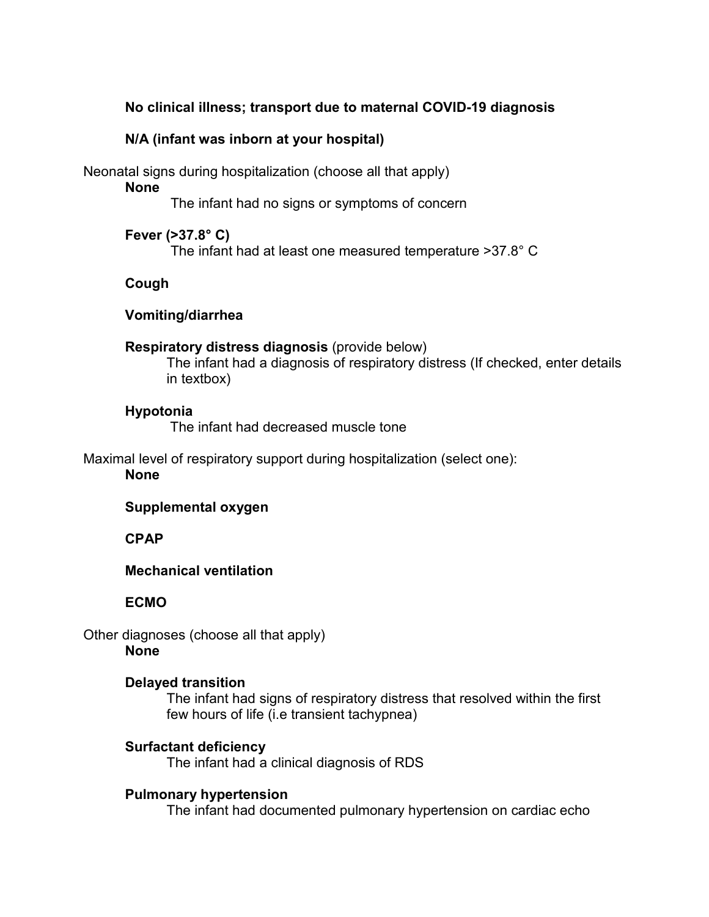**No clinical illness; transport due to maternal COVID-19 diagnosis**

**N/A (infant was inborn at your hospital)**

Neonatal signs during hospitalization (choose all that apply)

**None**

The infant had no signs or symptoms of concern

**Fever (>37.8° C)**

The infant had at least one measured temperature >37.8° C

**Cough**

**Vomiting/diarrhea**

**Respiratory distress diagnosis** (provide below)

The infant had a diagnosis of respiratory distress (If checked, enter details in textbox)

**Hypotonia**

The infant had decreased muscle tone

Maximal level of respiratory support during hospitalization (select one):

**None**

**Supplemental oxygen**

**CPAP**

**Mechanical ventilation**

**ECMO**

Other diagnoses (choose all that apply)

**None**

**Delayed transition**

The infant had signs of respiratory distress that resolved within the first few hours of life (i.e transient tachypnea)

**Surfactant deficiency**

The infant had a clinical diagnosis of RDS

**Pulmonary hypertension**

The infant had documented pulmonary hypertension on cardiac echo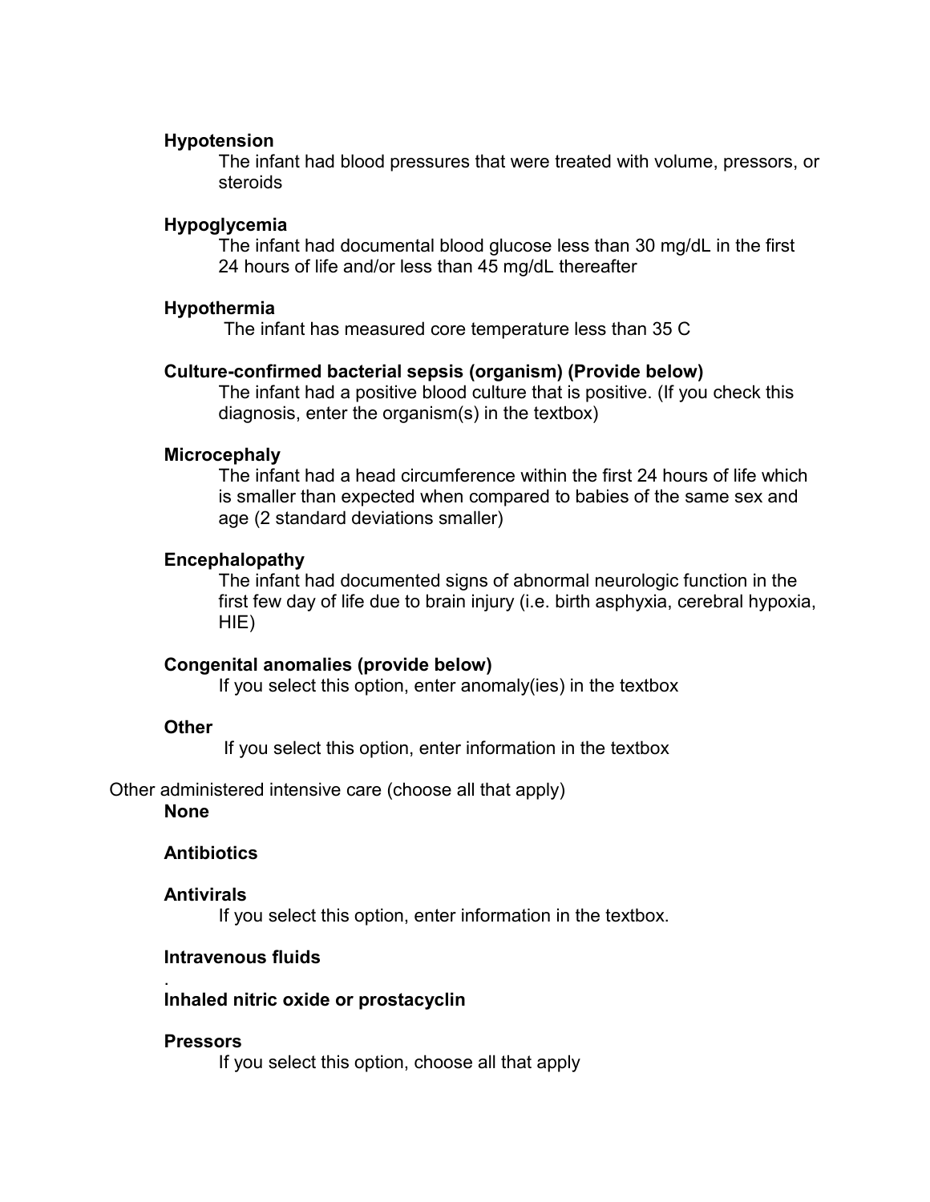**Hypotension**

The infant had blood pressures that were treated with volume, pressors, or steroids

**Hypoglycemia**

The infant had documental blood glucose less than 30 mg/dL in the first 24 hours of life and/or less than 45 mg/dL thereafter

**Hypothermia**

The infant has measured core temperature less than 35 C

**Culture-confirmed bacterial sepsis (organism) (Provide below)**

The infant had a positive blood culture that is positive. (If you check this diagnosis, enter the organism(s) in the textbox)

**Microcephaly**

The infant had a head circumference within the first 24 hours of life which is smaller than expected when compared to babies of the same sex and age (2 standard deviations smaller)

**Encephalopathy**

The infant had documented signs of abnormal neurologic function in the first few day of life due to brain injury (i.e. birth asphyxia, cerebral hypoxia, HIE)

**Congenital anomalies (provide below)**

If you select this option, enter anomaly(ies) in the textbox

**Other**

If you select this option, enter information in the textbox

Other administered intensive care (choose all that apply)

**None**

**Antibiotics**

**Antivirals**

If you select this option, enter information in the textbox.

**Intravenous fluids**

.

**Inhaled nitric oxide or prostacyclin**

**Pressors**

If you select this option, choose all that apply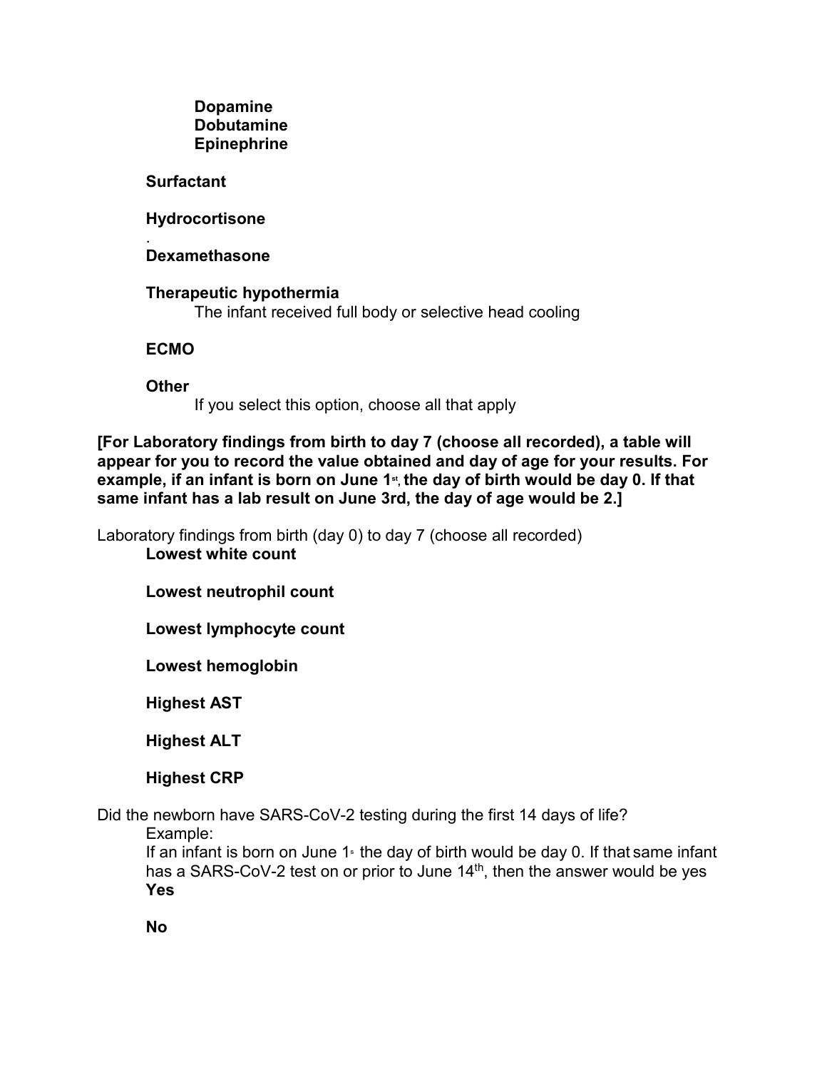**Dopamine**
**Dobutamine**
**Epinephrine**

**Surfactant**

**Hydrocortisone**

.
**Dexamethasone**

**Therapeutic hypothermia**
The infant received full body or selective head cooling

**ECMO**

**Other**
If you select this option, choose all that apply

**[For Laboratory findings from birth to day 7 (choose all recorded), a table will appear for you to record the value obtained and day of age for your results. For example, if an infant is born on June 1st, the day of birth would be day 0. If that same infant has a lab result on June 3rd, the day of age would be 2.]**

Laboratory findings from birth (day 0) to day 7 (choose all recorded)

**Lowest white count**

**Lowest neutrophil count**

**Lowest lymphocyte count**

**Lowest hemoglobin**

**Highest AST**

**Highest ALT**

**Highest CRP**

Did the newborn have SARS-CoV-2 testing during the first 14 days of life?

Example:
If an infant is born on June 1s the day of birth would be day 0. If that same infant has a SARS-CoV-2 test on or prior to June 14th, then the answer would be yes

**Yes**

**No**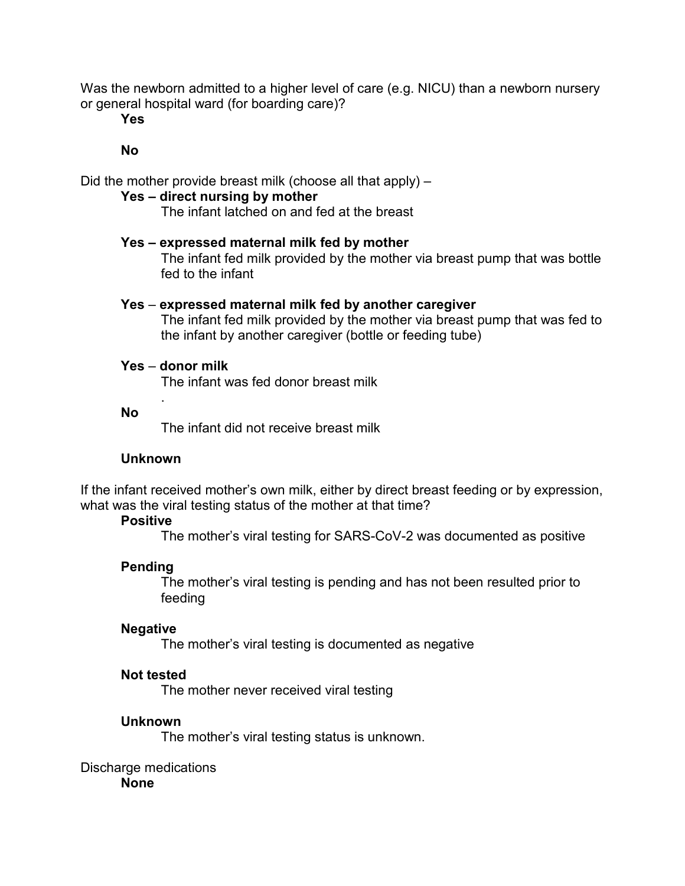Was the newborn admitted to a higher level of care (e.g. NICU) than a newborn nursery or general hospital ward (for boarding care)?

**Yes**

**No**

Did the mother provide breast milk (choose all that apply) –

**Yes – direct nursing by mother**
The infant latched on and fed at the breast

**Yes – expressed maternal milk fed by mother**
The infant fed milk provided by the mother via breast pump that was bottle fed to the infant

**Yes** – **expressed maternal milk fed by another caregiver**
The infant fed milk provided by the mother via breast pump that was fed to the infant by another caregiver (bottle or feeding tube)

**Yes** – **donor milk**
The infant was fed donor breast milk
.

**No**
The infant did not receive breast milk

**Unknown**

If the infant received mother's own milk, either by direct breast feeding or by expression, what was the viral testing status of the mother at that time?

**Positive**
The mother's viral testing for SARS-CoV-2 was documented as positive

**Pending**
The mother's viral testing is pending and has not been resulted prior to feeding

**Negative**
The mother's viral testing is documented as negative

**Not tested**
The mother never received viral testing

**Unknown**
The mother's viral testing status is unknown.

Discharge medications

**None**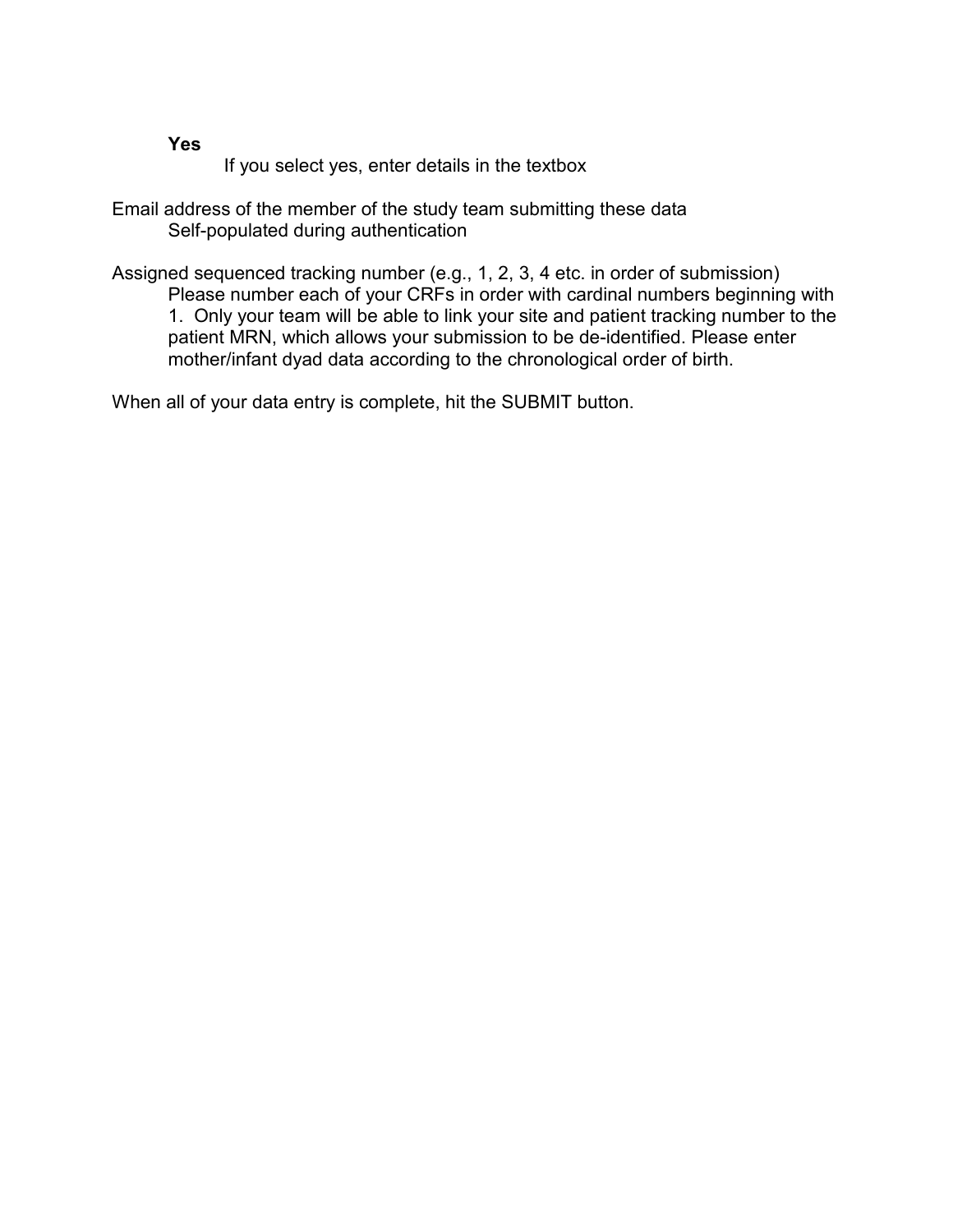**Yes**

If you select yes, enter details in the textbox

Email address of the member of the study team submitting these data

Self-populated during authentication

Assigned sequenced tracking number (e.g., 1, 2, 3, 4 etc. in order of submission)

Please number each of your CRFs in order with cardinal numbers beginning with 1. Only your team will be able to link your site and patient tracking number to the patient MRN, which allows your submission to be de-identified. Please enter mother/infant dyad data according to the chronological order of birth.

When all of your data entry is complete, hit the SUBMIT button.